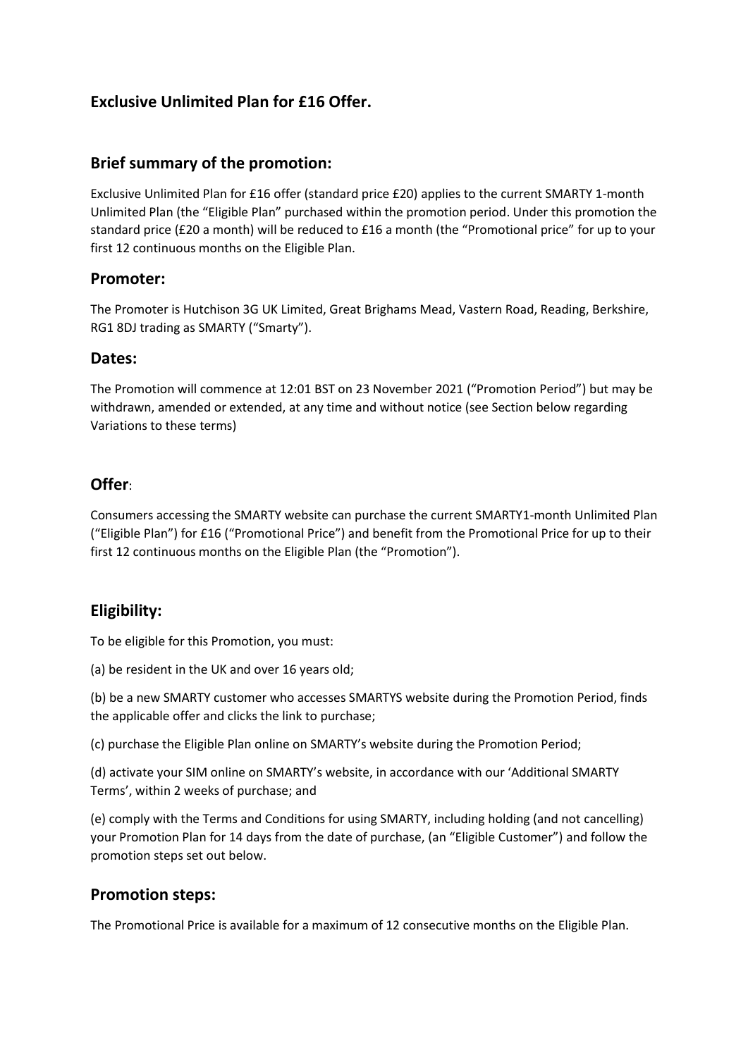# Exclusive Unlimited Plan for £16 Offer.

## Brief summary of the promotion:

Exclusive Unlimited Plan for £16 offer (standard price £20) applies to the current SMARTY 1-month Unlimited Plan (the "Eligible Plan" purchased within the promotion period. Under this promotion the standard price (£20 a month) will be reduced to £16 a month (the "Promotional price" for up to your first 12 continuous months on the Eligible Plan.

## Promoter:

The Promoter is Hutchison 3G UK Limited, Great Brighams Mead, Vastern Road, Reading, Berkshire, RG1 8DJ trading as SMARTY ("Smarty").

## Dates:

The Promotion will commence at 12:01 BST on 23 November 2021 ("Promotion Period") but may be withdrawn, amended or extended, at any time and without notice (see Section below regarding Variations to these terms)

## Offer:

Consumers accessing the SMARTY website can purchase the current SMARTY1-month Unlimited Plan ("Eligible Plan") for £16 ("Promotional Price") and benefit from the Promotional Price for up to their first 12 continuous months on the Eligible Plan (the "Promotion").

## Eligibility:

To be eligible for this Promotion, you must:

(a) be resident in the UK and over 16 years old;

(b) be a new SMARTY customer who accesses SMARTYS website during the Promotion Period, finds the applicable offer and clicks the link to purchase;

(c) purchase the Eligible Plan online on SMARTY's website during the Promotion Period;

(d) activate your SIM online on SMARTY's website, in accordance with our 'Additional SMARTY Terms', within 2 weeks of purchase; and

(e) comply with the Terms and Conditions for using SMARTY, including holding (and not cancelling) your Promotion Plan for 14 days from the date of purchase, (an "Eligible Customer") and follow the promotion steps set out below.

## Promotion steps:

The Promotional Price is available for a maximum of 12 consecutive months on the Eligible Plan.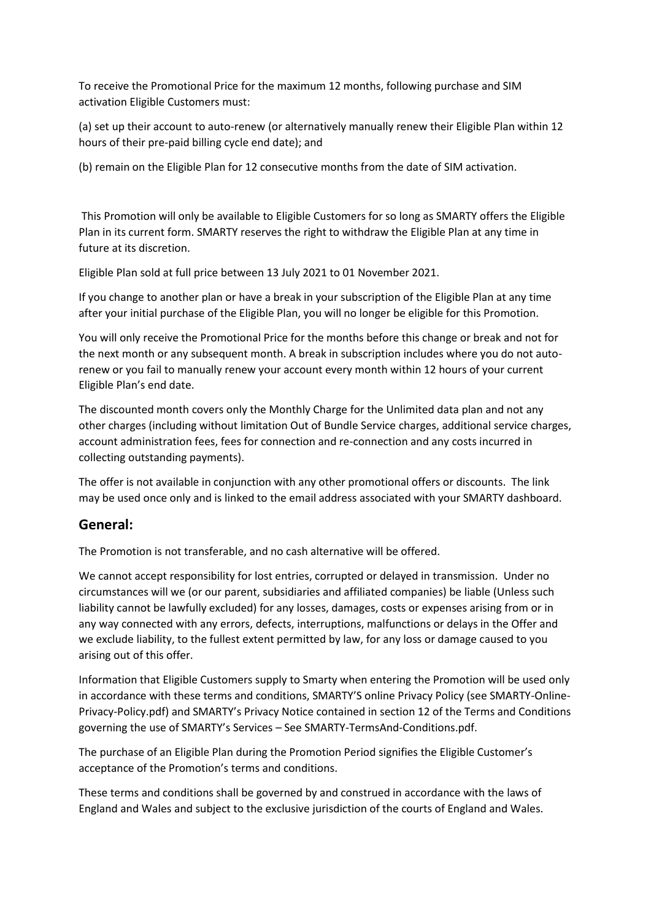To receive the Promotional Price for the maximum 12 months, following purchase and SIM activation Eligible Customers must:

(a) set up their account to auto-renew (or alternatively manually renew their Eligible Plan within 12 hours of their pre-paid billing cycle end date); and

(b) remain on the Eligible Plan for 12 consecutive months from the date of SIM activation.

This Promotion will only be available to Eligible Customers for so long as SMARTY offers the Eligible Plan in its current form. SMARTY reserves the right to withdraw the Eligible Plan at any time in future at its discretion.

Eligible Plan sold at full price between 13 July 2021 to 01 November 2021.

If you change to another plan or have a break in your subscription of the Eligible Plan at any time after your initial purchase of the Eligible Plan, you will no longer be eligible for this Promotion.

You will only receive the Promotional Price for the months before this change or break and not for the next month or any subsequent month. A break in subscription includes where you do not auto-renew or you fail to manually renew your account every month within 12 hours of your current Eligible Plan's end date.

The discounted month covers only the Monthly Charge for the Unlimited data plan and not any other charges (including without limitation Out of Bundle Service charges, additional service charges, account administration fees, fees for connection and re-connection and any costs incurred in collecting outstanding payments).

The offer is not available in conjunction with any other promotional offers or discounts. The link may be used once only and is linked to the email address associated with your SMARTY dashboard.

## General:

The Promotion is not transferable, and no cash alternative will be offered.

We cannot accept responsibility for lost entries, corrupted or delayed in transmission. Under no circumstances will we (or our parent, subsidiaries and affiliated companies) be liable (Unless such liability cannot be lawfully excluded) for any losses, damages, costs or expenses arising from or in any way connected with any errors, defects, interruptions, malfunctions or delays in the Offer and we exclude liability, to the fullest extent permitted by law, for any loss or damage caused to you arising out of this offer.

Information that Eligible Customers supply to Smarty when entering the Promotion will be used only in accordance with these terms and conditions, SMARTY'S online Privacy Policy (see SMARTY-Online-Privacy-Policy.pdf) and SMARTY's Privacy Notice contained in section 12 of the Terms and Conditions governing the use of SMARTY's Services – See SMARTY-TermsAnd-Conditions.pdf.

The purchase of an Eligible Plan during the Promotion Period signifies the Eligible Customer's acceptance of the Promotion's terms and conditions.

These terms and conditions shall be governed by and construed in accordance with the laws of England and Wales and subject to the exclusive jurisdiction of the courts of England and Wales.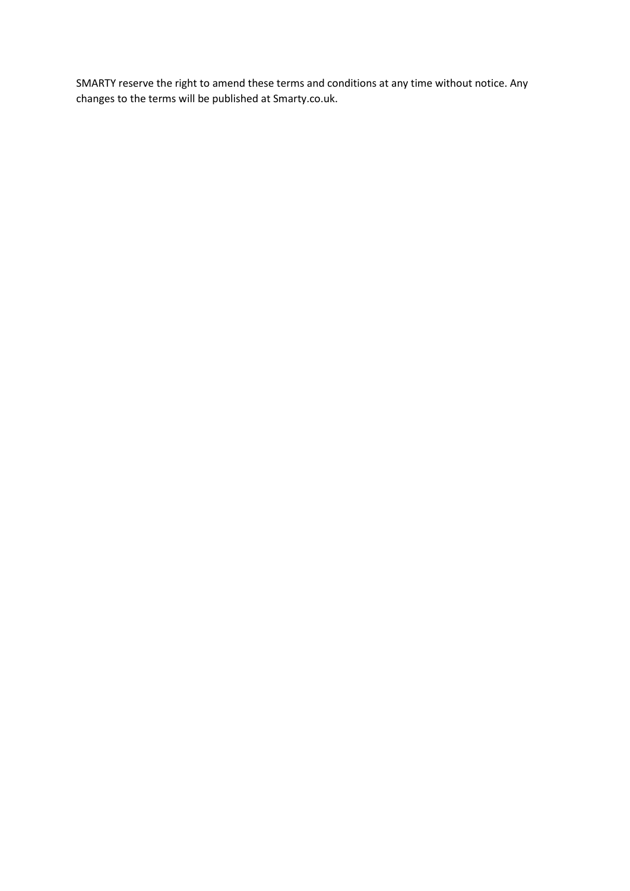SMARTY reserve the right to amend these terms and conditions at any time without notice. Any changes to the terms will be published at Smarty.co.uk.